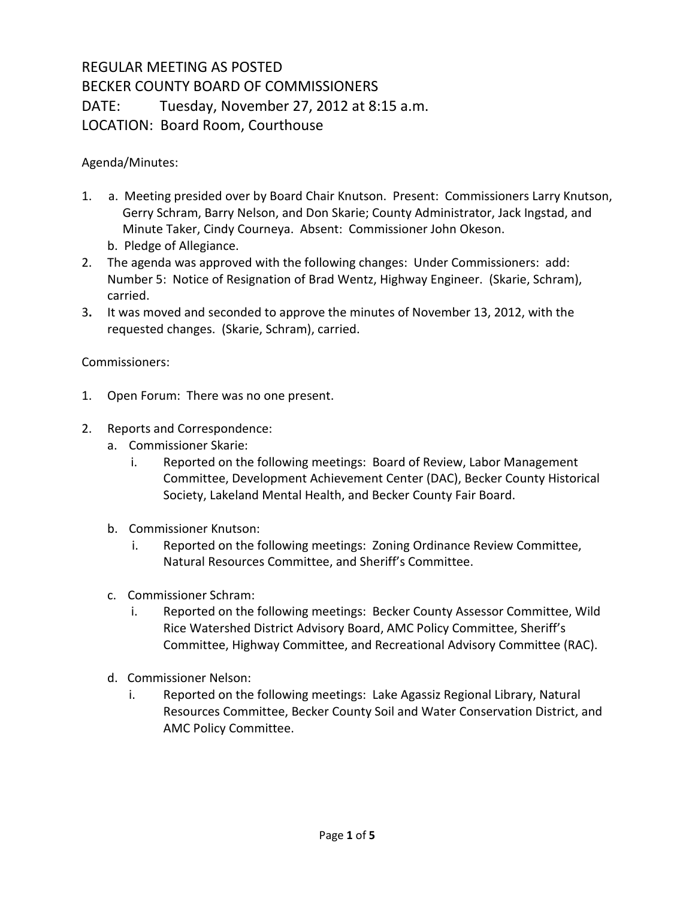REGULAR MEETING AS POSTED
BECKER COUNTY BOARD OF COMMISSIONERS
DATE: Tuesday, November 27, 2012 at 8:15 a.m.
LOCATION: Board Room, Courthouse

Agenda/Minutes:

1. a. Meeting presided over by Board Chair Knutson. Present: Commissioners Larry Knutson, Gerry Schram, Barry Nelson, and Don Skarie; County Administrator, Jack Ingstad, and Minute Taker, Cindy Courneya. Absent: Commissioner John Okeson.
   b. Pledge of Allegiance.
2. The agenda was approved with the following changes: Under Commissioners: add: Number 5: Notice of Resignation of Brad Wentz, Highway Engineer. (Skarie, Schram), carried.
3. It was moved and seconded to approve the minutes of November 13, 2012, with the requested changes. (Skarie, Schram), carried.

Commissioners:

1. Open Forum: There was no one present.

2. Reports and Correspondence:
   a. Commissioner Skarie:
      i. Reported on the following meetings: Board of Review, Labor Management Committee, Development Achievement Center (DAC), Becker County Historical Society, Lakeland Mental Health, and Becker County Fair Board.

   b. Commissioner Knutson:
      i. Reported on the following meetings: Zoning Ordinance Review Committee, Natural Resources Committee, and Sheriff's Committee.

   c. Commissioner Schram:
      i. Reported on the following meetings: Becker County Assessor Committee, Wild Rice Watershed District Advisory Board, AMC Policy Committee, Sheriff's Committee, Highway Committee, and Recreational Advisory Committee (RAC).

   d. Commissioner Nelson:
      i. Reported on the following meetings: Lake Agassiz Regional Library, Natural Resources Committee, Becker County Soil and Water Conservation District, and AMC Policy Committee.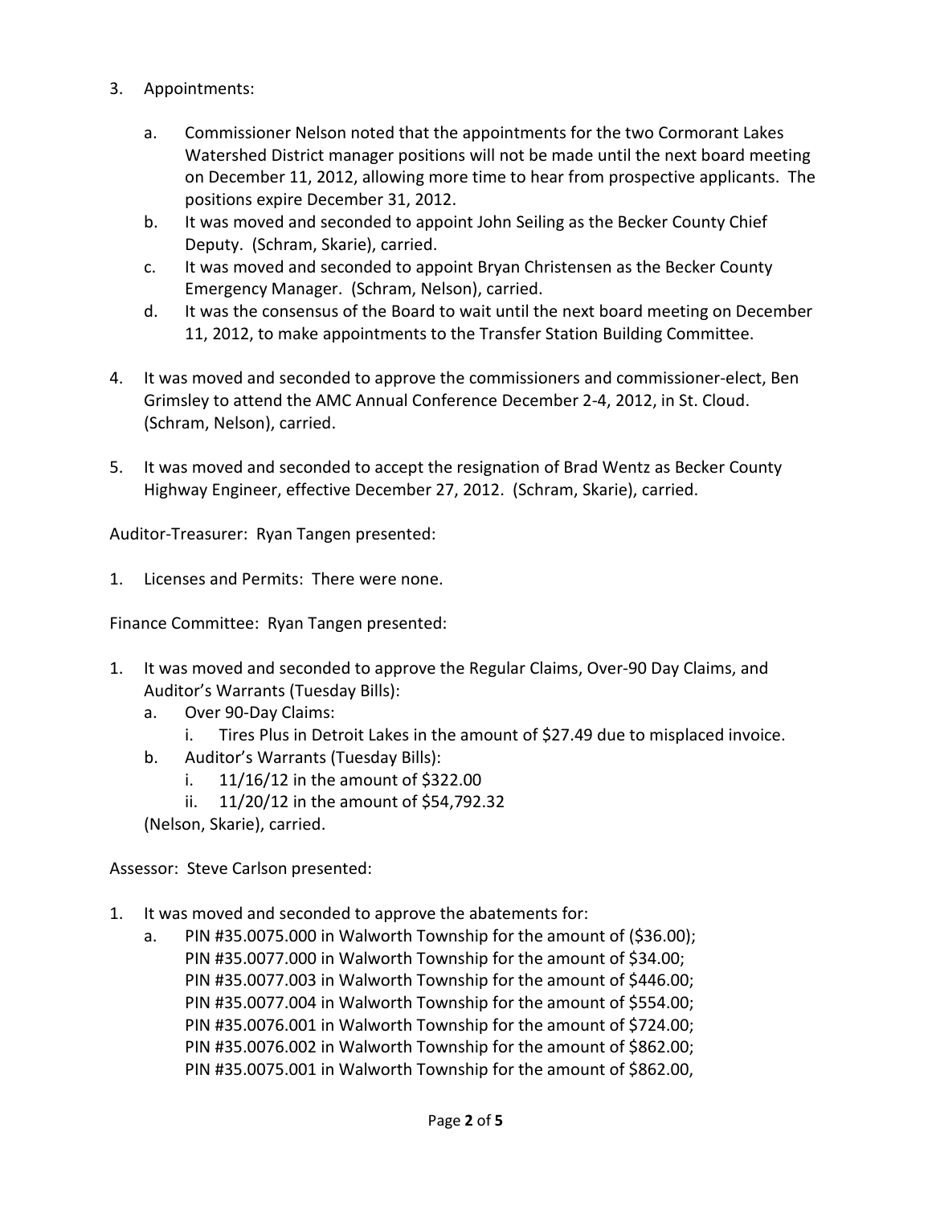3. Appointments:

   a. Commissioner Nelson noted that the appointments for the two Cormorant Lakes Watershed District manager positions will not be made until the next board meeting on December 11, 2012, allowing more time to hear from prospective applicants. The positions expire December 31, 2012.

   b. It was moved and seconded to appoint John Seiling as the Becker County Chief Deputy. (Schram, Skarie), carried.

   c. It was moved and seconded to appoint Bryan Christensen as the Becker County Emergency Manager. (Schram, Nelson), carried.

   d. It was the consensus of the Board to wait until the next board meeting on December 11, 2012, to make appointments to the Transfer Station Building Committee.

4. It was moved and seconded to approve the commissioners and commissioner-elect, Ben Grimsley to attend the AMC Annual Conference December 2-4, 2012, in St. Cloud. (Schram, Nelson), carried.

5. It was moved and seconded to accept the resignation of Brad Wentz as Becker County Highway Engineer, effective December 27, 2012. (Schram, Skarie), carried.

Auditor-Treasurer: Ryan Tangen presented:

1. Licenses and Permits: There were none.

Finance Committee: Ryan Tangen presented:

1. It was moved and seconded to approve the Regular Claims, Over-90 Day Claims, and Auditor's Warrants (Tuesday Bills):
   a. Over 90-Day Claims:
      i. Tires Plus in Detroit Lakes in the amount of $27.49 due to misplaced invoice.
   b. Auditor's Warrants (Tuesday Bills):
      i. 11/16/12 in the amount of $322.00
      ii. 11/20/12 in the amount of $54,792.32

   (Nelson, Skarie), carried.

Assessor: Steve Carlson presented:

1. It was moved and seconded to approve the abatements for:
   a. PIN #35.0075.000 in Walworth Township for the amount of ($36.00);
      PIN #35.0077.000 in Walworth Township for the amount of $34.00;
      PIN #35.0077.003 in Walworth Township for the amount of $446.00;
      PIN #35.0077.004 in Walworth Township for the amount of $554.00;
      PIN #35.0076.001 in Walworth Township for the amount of $724.00;
      PIN #35.0076.002 in Walworth Township for the amount of $862.00;
      PIN #35.0075.001 in Walworth Township for the amount of $862.00,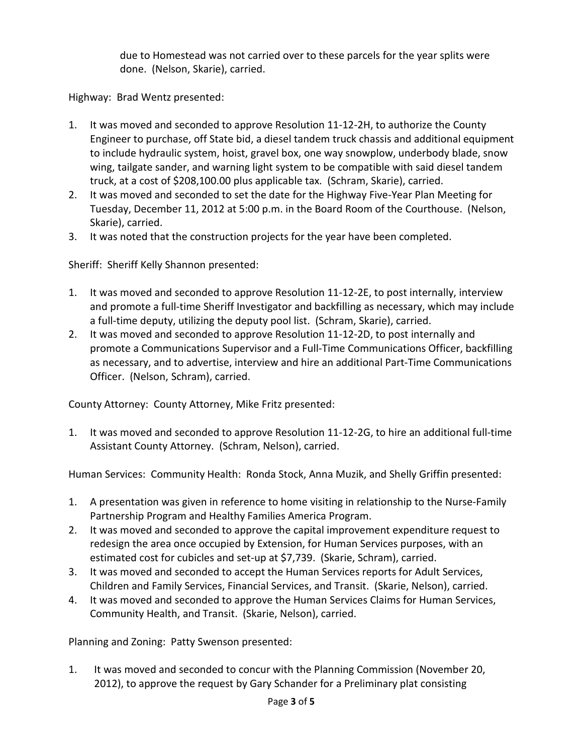due to Homestead was not carried over to these parcels for the year splits were done. (Nelson, Skarie), carried.

Highway: Brad Wentz presented:

1. It was moved and seconded to approve Resolution 11-12-2H, to authorize the County Engineer to purchase, off State bid, a diesel tandem truck chassis and additional equipment to include hydraulic system, hoist, gravel box, one way snowplow, underbody blade, snow wing, tailgate sander, and warning light system to be compatible with said diesel tandem truck, at a cost of $208,100.00 plus applicable tax. (Schram, Skarie), carried.
2. It was moved and seconded to set the date for the Highway Five-Year Plan Meeting for Tuesday, December 11, 2012 at 5:00 p.m. in the Board Room of the Courthouse. (Nelson, Skarie), carried.
3. It was noted that the construction projects for the year have been completed.

Sheriff: Sheriff Kelly Shannon presented:

1. It was moved and seconded to approve Resolution 11-12-2E, to post internally, interview and promote a full-time Sheriff Investigator and backfilling as necessary, which may include a full-time deputy, utilizing the deputy pool list. (Schram, Skarie), carried.
2. It was moved and seconded to approve Resolution 11-12-2D, to post internally and promote a Communications Supervisor and a Full-Time Communications Officer, backfilling as necessary, and to advertise, interview and hire an additional Part-Time Communications Officer. (Nelson, Schram), carried.

County Attorney: County Attorney, Mike Fritz presented:

1. It was moved and seconded to approve Resolution 11-12-2G, to hire an additional full-time Assistant County Attorney. (Schram, Nelson), carried.

Human Services: Community Health: Ronda Stock, Anna Muzik, and Shelly Griffin presented:

1. A presentation was given in reference to home visiting in relationship to the Nurse-Family Partnership Program and Healthy Families America Program.
2. It was moved and seconded to approve the capital improvement expenditure request to redesign the area once occupied by Extension, for Human Services purposes, with an estimated cost for cubicles and set-up at $7,739. (Skarie, Schram), carried.
3. It was moved and seconded to accept the Human Services reports for Adult Services, Children and Family Services, Financial Services, and Transit. (Skarie, Nelson), carried.
4. It was moved and seconded to approve the Human Services Claims for Human Services, Community Health, and Transit. (Skarie, Nelson), carried.

Planning and Zoning: Patty Swenson presented:

1. It was moved and seconded to concur with the Planning Commission (November 20, 2012), to approve the request by Gary Schander for a Preliminary plat consisting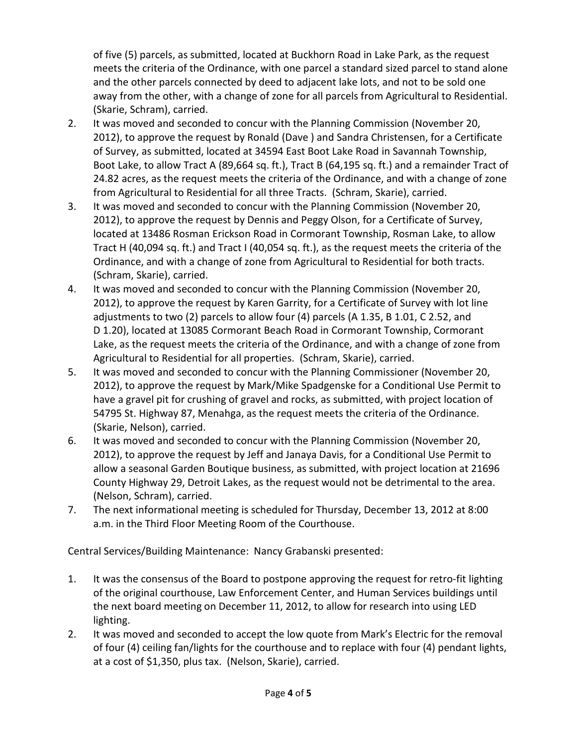of five (5) parcels, as submitted, located at Buckhorn Road in Lake Park, as the request meets the criteria of the Ordinance, with one parcel a standard sized parcel to stand alone and the other parcels connected by deed to adjacent lake lots, and not to be sold one away from the other, with a change of zone for all parcels from Agricultural to Residential. (Skarie, Schram), carried.

2. It was moved and seconded to concur with the Planning Commission (November 20, 2012), to approve the request by Ronald (Dave ) and Sandra Christensen, for a Certificate of Survey, as submitted, located at 34594 East Boot Lake Road in Savannah Township, Boot Lake, to allow Tract A (89,664 sq. ft.), Tract B (64,195 sq. ft.) and a remainder Tract of 24.82 acres, as the request meets the criteria of the Ordinance, and with a change of zone from Agricultural to Residential for all three Tracts. (Schram, Skarie), carried.
3. It was moved and seconded to concur with the Planning Commission (November 20, 2012), to approve the request by Dennis and Peggy Olson, for a Certificate of Survey, located at 13486 Rosman Erickson Road in Cormorant Township, Rosman Lake, to allow Tract H (40,094 sq. ft.) and Tract I (40,054 sq. ft.), as the request meets the criteria of the Ordinance, and with a change of zone from Agricultural to Residential for both tracts. (Schram, Skarie), carried.
4. It was moved and seconded to concur with the Planning Commission (November 20, 2012), to approve the request by Karen Garrity, for a Certificate of Survey with lot line adjustments to two (2) parcels to allow four (4) parcels (A 1.35, B 1.01, C 2.52, and D 1.20), located at 13085 Cormorant Beach Road in Cormorant Township, Cormorant Lake, as the request meets the criteria of the Ordinance, and with a change of zone from Agricultural to Residential for all properties. (Schram, Skarie), carried.
5. It was moved and seconded to concur with the Planning Commissioner (November 20, 2012), to approve the request by Mark/Mike Spadgenske for a Conditional Use Permit to have a gravel pit for crushing of gravel and rocks, as submitted, with project location of 54795 St. Highway 87, Menahga, as the request meets the criteria of the Ordinance. (Skarie, Nelson), carried.
6. It was moved and seconded to concur with the Planning Commission (November 20, 2012), to approve the request by Jeff and Janaya Davis, for a Conditional Use Permit to allow a seasonal Garden Boutique business, as submitted, with project location at 21696 County Highway 29, Detroit Lakes, as the request would not be detrimental to the area. (Nelson, Schram), carried.
7. The next informational meeting is scheduled for Thursday, December 13, 2012 at 8:00 a.m. in the Third Floor Meeting Room of the Courthouse.

Central Services/Building Maintenance: Nancy Grabanski presented:

1. It was the consensus of the Board to postpone approving the request for retro-fit lighting of the original courthouse, Law Enforcement Center, and Human Services buildings until the next board meeting on December 11, 2012, to allow for research into using LED lighting.
2. It was moved and seconded to accept the low quote from Mark's Electric for the removal of four (4) ceiling fan/lights for the courthouse and to replace with four (4) pendant lights, at a cost of $1,350, plus tax. (Nelson, Skarie), carried.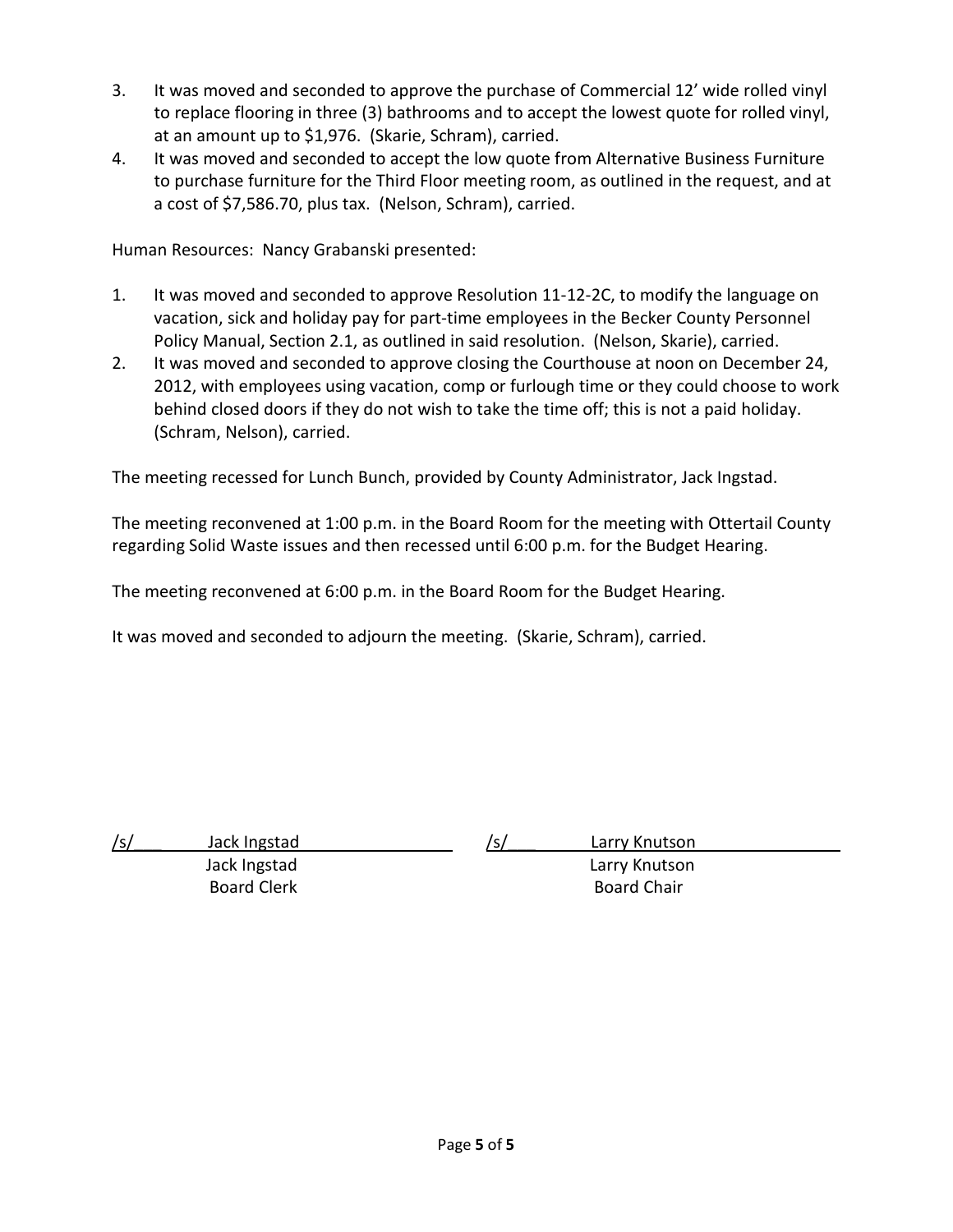3. It was moved and seconded to approve the purchase of Commercial 12' wide rolled vinyl to replace flooring in three (3) bathrooms and to accept the lowest quote for rolled vinyl, at an amount up to $1,976. (Skarie, Schram), carried.
4. It was moved and seconded to accept the low quote from Alternative Business Furniture to purchase furniture for the Third Floor meeting room, as outlined in the request, and at a cost of $7,586.70, plus tax. (Nelson, Schram), carried.

Human Resources: Nancy Grabanski presented:

1. It was moved and seconded to approve Resolution 11-12-2C, to modify the language on vacation, sick and holiday pay for part-time employees in the Becker County Personnel Policy Manual, Section 2.1, as outlined in said resolution. (Nelson, Skarie), carried.
2. It was moved and seconded to approve closing the Courthouse at noon on December 24, 2012, with employees using vacation, comp or furlough time or they could choose to work behind closed doors if they do not wish to take the time off; this is not a paid holiday. (Schram, Nelson), carried.

The meeting recessed for Lunch Bunch, provided by County Administrator, Jack Ingstad.

The meeting reconvened at 1:00 p.m. in the Board Room for the meeting with Ottertail County regarding Solid Waste issues and then recessed until 6:00 p.m. for the Budget Hearing.

The meeting reconvened at 6:00 p.m. in the Board Room for the Budget Hearing.

It was moved and seconded to adjourn the meeting. (Skarie, Schram), carried.

/s/___ Jack Ingstad
Jack Ingstad
Board Clerk

/s/___ Larry Knutson
Larry Knutson
Board Chair